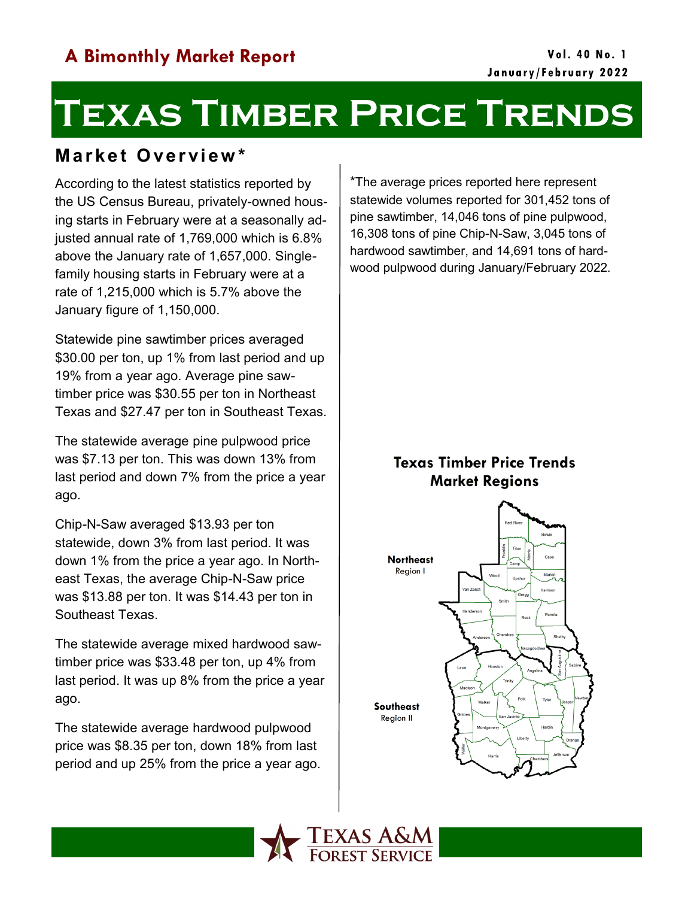A Bimonthly Market Report

Vol. 40 No. 1
January/February 2022

# Texas Timber Price Trends

## Market Overview*

According to the latest statistics reported by the US Census Bureau, privately-owned housing starts in February were at a seasonally adjusted annual rate of 1,769,000 which is 6.8% above the January rate of 1,657,000. Single-family housing starts in February were at a rate of 1,215,000 which is 5.7% above the January figure of 1,150,000.

Statewide pine sawtimber prices averaged $30.00 per ton, up 1% from last period and up 19% from a year ago. Average pine sawtimber price was $30.55 per ton in Northeast Texas and $27.47 per ton in Southeast Texas.

The statewide average pine pulpwood price was $7.13 per ton. This was down 13% from last period and down 7% from the price a year ago.

Chip-N-Saw averaged $13.93 per ton statewide, down 3% from last period. It was down 1% from the price a year ago. In Northeast Texas, the average Chip-N-Saw price was $13.88 per ton. It was $14.43 per ton in Southeast Texas.

The statewide average mixed hardwood sawtimber price was $33.48 per ton, up 4% from last period. It was up 8% from the price a year ago.

The statewide average hardwood pulpwood price was $8.35 per ton, down 18% from last period and up 25% from the price a year ago.

*The average prices reported here represent statewide volumes reported for 301,452 tons of pine sawtimber, 14,046 tons of pine pulpwood, 16,308 tons of pine Chip-N-Saw, 3,045 tons of hardwood sawtimber, and 14,691 tons of hardwood pulpwood during January/February 2022.

**Texas Timber Price Trends Market Regions**

Northeast Region I

Southeast Region II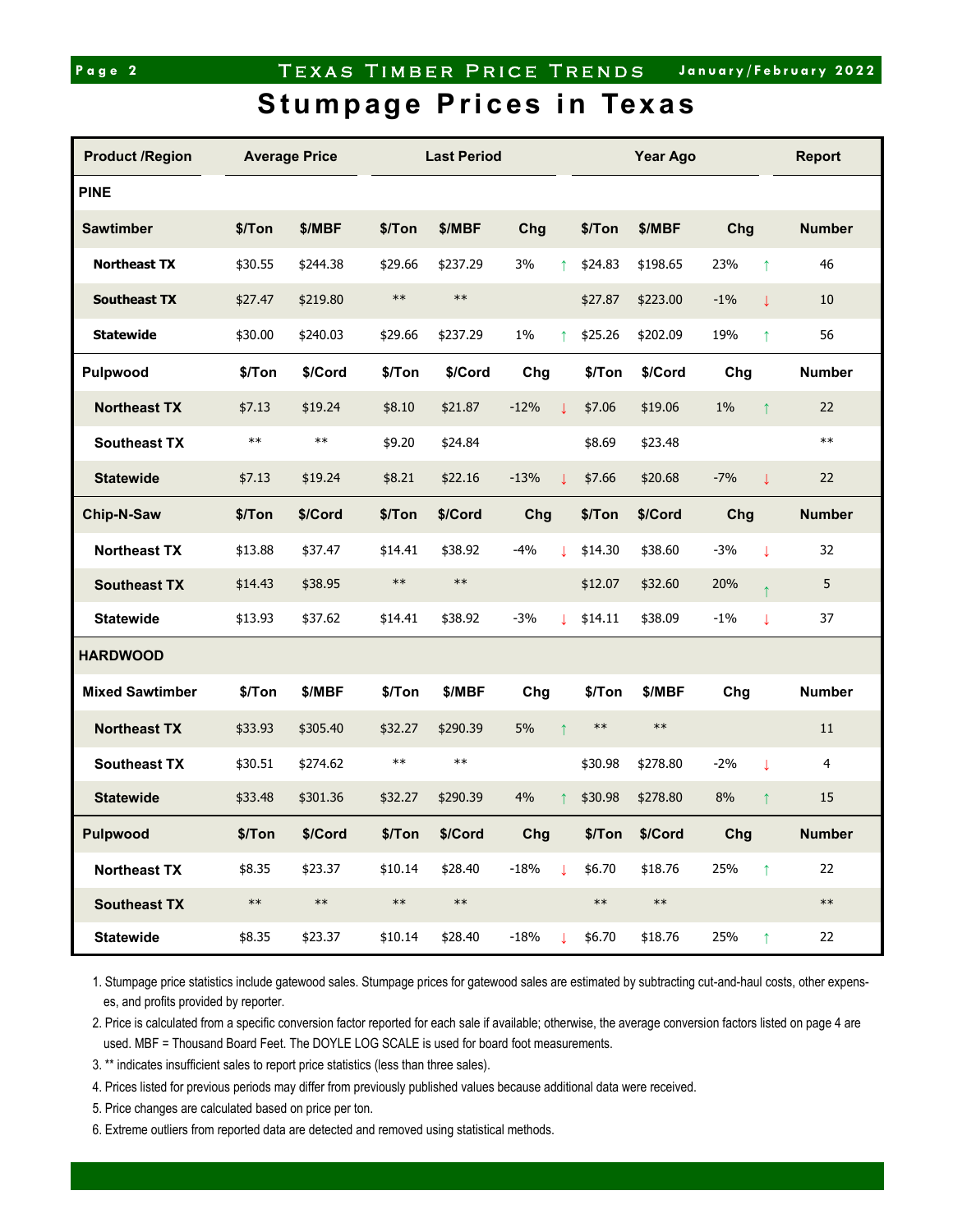# Stumpage Prices in Texas

| Product /Region | Average Price | | Last Period | | | | Year Ago | | | | Report |
|---|---|---|---|---|---|---|---|---|---|---|---|
| **PINE** | | | | | | | | | | | |
| **Sawtimber** | **$/Ton** | **$/MBF** | **$/Ton** | **$/MBF** | **Chg** | | **$/Ton** | **$/MBF** | **Chg** | | **Number** |
| **Northeast TX** | $30.55 | $244.38 | $29.66 | $237.29 | 3% | ↑ | $24.83 | $198.65 | 23% | ↑ | 46 |
| **Southeast TX** | $27.47 | $219.80 | ** | ** | | | $27.87 | $223.00 | -1% | ↓ | 10 |
| **Statewide** | $30.00 | $240.03 | $29.66 | $237.29 | 1% | ↑ | $25.26 | $202.09 | 19% | ↑ | 56 |
| **Pulpwood** | **$/Ton** | **$/Cord** | **$/Ton** | **$/Cord** | **Chg** | | **$/Ton** | **$/Cord** | **Chg** | | **Number** |
| **Northeast TX** | $7.13 | $19.24 | $8.10 | $21.87 | -12% | ↓ | $7.06 | $19.06 | 1% | ↑ | 22 |
| **Southeast TX** | ** | ** | $9.20 | $24.84 | | | $8.69 | $23.48 | | | ** |
| **Statewide** | $7.13 | $19.24 | $8.21 | $22.16 | -13% | ↓ | $7.66 | $20.68 | -7% | ↓ | 22 |
| **Chip-N-Saw** | **$/Ton** | **$/Cord** | **$/Ton** | **$/Cord** | **Chg** | | **$/Ton** | **$/Cord** | **Chg** | | **Number** |
| **Northeast TX** | $13.88 | $37.47 | $14.41 | $38.92 | -4% | ↓ | $14.30 | $38.60 | -3% | ↓ | 32 |
| **Southeast TX** | $14.43 | $38.95 | ** | ** | | | $12.07 | $32.60 | 20% | ↑ | 5 |
| **Statewide** | $13.93 | $37.62 | $14.41 | $38.92 | -3% | ↓ | $14.11 | $38.09 | -1% | ↓ | 37 |
| **HARDWOOD** | | | | | | | | | | | |
| **Mixed Sawtimber** | **$/Ton** | **$/MBF** | **$/Ton** | **$/MBF** | **Chg** | | **$/Ton** | **$/MBF** | **Chg** | | **Number** |
| **Northeast TX** | $33.93 | $305.40 | $32.27 | $290.39 | 5% | ↑ | ** | ** | | | 11 |
| **Southeast TX** | $30.51 | $274.62 | ** | ** | | | $30.98 | $278.80 | -2% | ↓ | 4 |
| **Statewide** | $33.48 | $301.36 | $32.27 | $290.39 | 4% | ↑ | $30.98 | $278.80 | 8% | ↑ | 15 |
| **Pulpwood** | **$/Ton** | **$/Cord** | **$/Ton** | **$/Cord** | **Chg** | | **$/Ton** | **$/Cord** | **Chg** | | **Number** |
| **Northeast TX** | $8.35 | $23.37 | $10.14 | $28.40 | -18% | ↓ | $6.70 | $18.76 | 25% | ↑ | 22 |
| **Southeast TX** | ** | ** | ** | ** | | | ** | ** | | | ** |
| **Statewide** | $8.35 | $23.37 | $10.14 | $28.40 | -18% | ↓ | $6.70 | $18.76 | 25% | ↑ | 22 |

1. Stumpage price statistics include gatewood sales. Stumpage prices for gatewood sales are estimated by subtracting cut-and-haul costs, other expenses, and profits provided by reporter.
2. Price is calculated from a specific conversion factor reported for each sale if available; otherwise, the average conversion factors listed on page 4 are used. MBF = Thousand Board Feet. The DOYLE LOG SCALE is used for board foot measurements.
3. ** indicates insufficient sales to report price statistics (less than three sales).
4. Prices listed for previous periods may differ from previously published values because additional data were received.
5. Price changes are calculated based on price per ton.
6. Extreme outliers from reported data are detected and removed using statistical methods.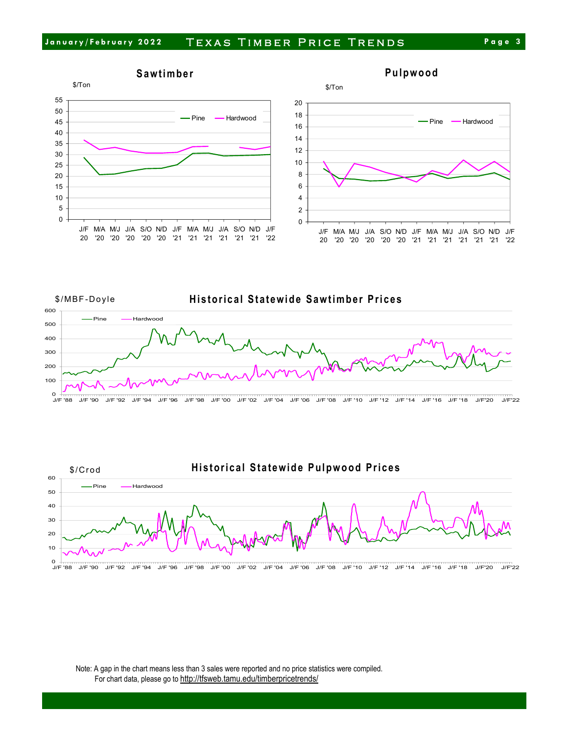## Sawtimber

$/Ton

## Pulpwood

$/Ton

## Historical Statewide Sawtimber Prices

$/MBF-Doyle

## Historical Statewide Pulpwood Prices

$/Crod

Note: A gap in the chart means less than 3 sales were reported and no price statistics were compiled.
For chart data, please go to http://tfsweb.tamu.edu/timberpricetrends/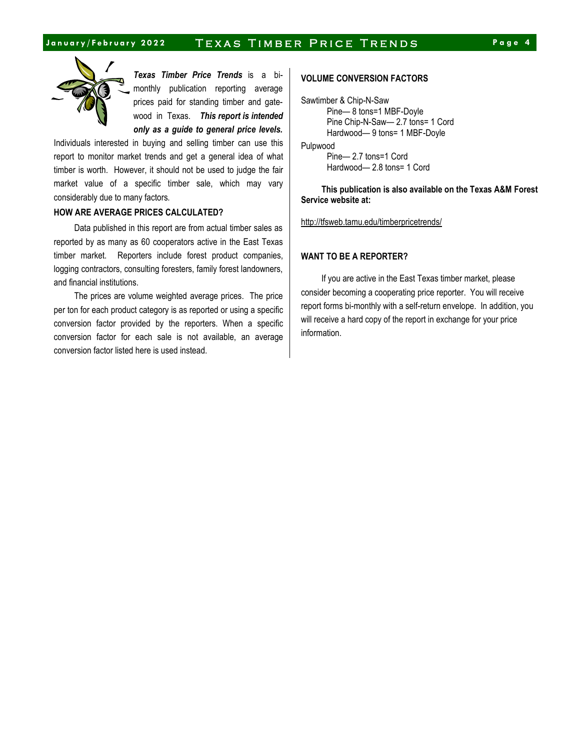***Texas Timber Price Trends*** is a bi-monthly publication reporting average prices paid for standing timber and gatewood in Texas. ***This report is intended only as a guide to general price levels.*** Individuals interested in buying and selling timber can use this report to monitor market trends and get a general idea of what timber is worth. However, it should not be used to judge the fair market value of a specific timber sale, which may vary considerably due to many factors.

### HOW ARE AVERAGE PRICES CALCULATED?

Data published in this report are from actual timber sales as reported by as many as 60 cooperators active in the East Texas timber market. Reporters include forest product companies, logging contractors, consulting foresters, family forest landowners, and financial institutions.

The prices are volume weighted average prices. The price per ton for each product category is as reported or using a specific conversion factor provided by the reporters. When a specific conversion factor for each sale is not available, an average conversion factor listed here is used instead.

### VOLUME CONVERSION FACTORS

Sawtimber & Chip-N-Saw

- Pine— 8 tons=1 MBF-Doyle
- Pine Chip-N-Saw— 2.7 tons= 1 Cord
- Hardwood— 9 tons= 1 MBF-Doyle

Pulpwood

- Pine— 2.7 tons=1 Cord
- Hardwood— 2.8 tons= 1 Cord

**This publication is also available on the Texas A&M Forest Service website at:**

http://tfsweb.tamu.edu/timberpricetrends/

### WANT TO BE A REPORTER?

If you are active in the East Texas timber market, please consider becoming a cooperating price reporter. You will receive report forms bi-monthly with a self-return envelope. In addition, you will receive a hard copy of the report in exchange for your price information.